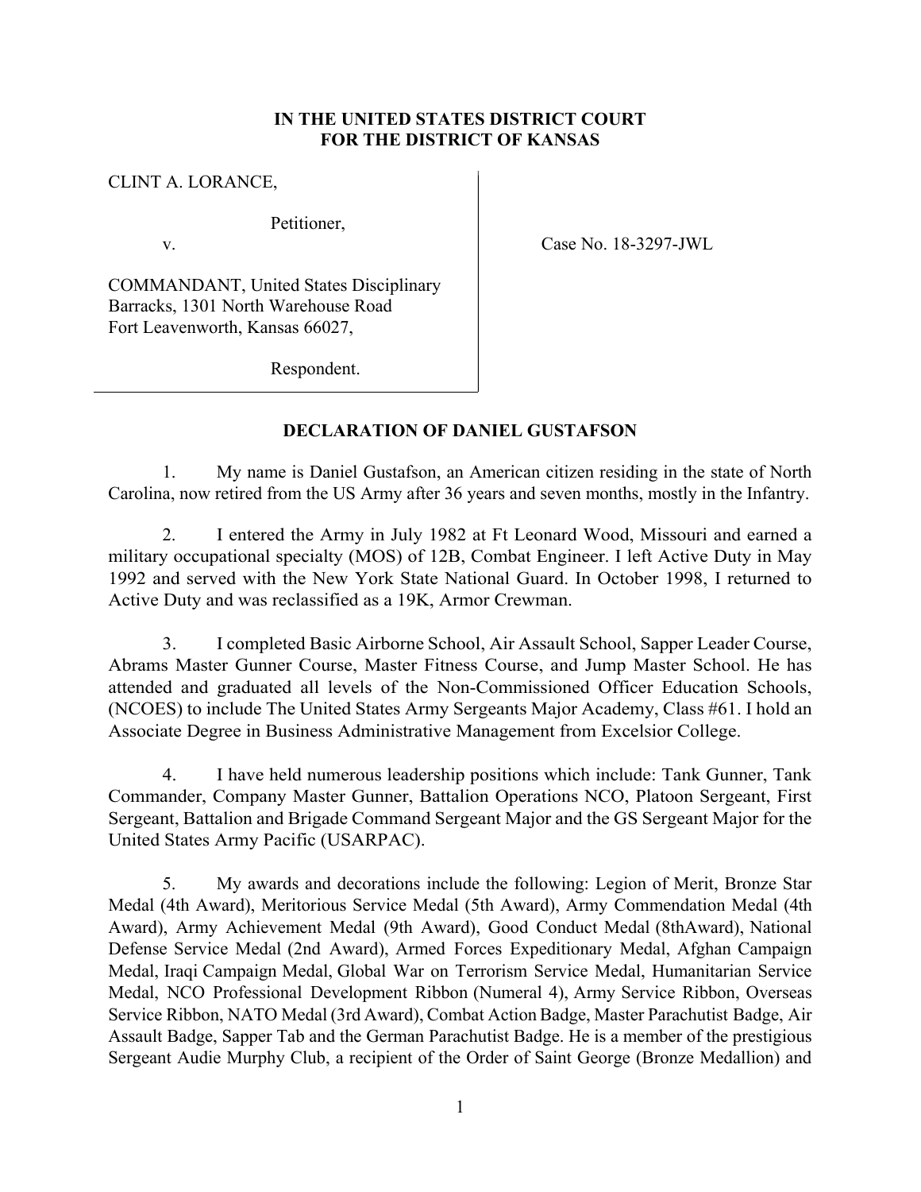**IN THE UNITED STATES DISTRICT COURT**
**FOR THE DISTRICT OF KANSAS**

CLINT A. LORANCE,

Petitioner,

v.

COMMANDANT, United States Disciplinary Barracks, 1301 North Warehouse Road Fort Leavenworth, Kansas 66027,

Respondent.

Case No. 18-3297-JWL

**DECLARATION OF DANIEL GUSTAFSON**

1. My name is Daniel Gustafson, an American citizen residing in the state of North Carolina, now retired from the US Army after 36 years and seven months, mostly in the Infantry.

2. I entered the Army in July 1982 at Ft Leonard Wood, Missouri and earned a military occupational specialty (MOS) of 12B, Combat Engineer. I left Active Duty in May 1992 and served with the New York State National Guard. In October 1998, I returned to Active Duty and was reclassified as a 19K, Armor Crewman.

3. I completed Basic Airborne School, Air Assault School, Sapper Leader Course, Abrams Master Gunner Course, Master Fitness Course, and Jump Master School. He has attended and graduated all levels of the Non-Commissioned Officer Education Schools, (NCOES) to include The United States Army Sergeants Major Academy, Class #61. I hold an Associate Degree in Business Administrative Management from Excelsior College.

4. I have held numerous leadership positions which include: Tank Gunner, Tank Commander, Company Master Gunner, Battalion Operations NCO, Platoon Sergeant, First Sergeant, Battalion and Brigade Command Sergeant Major and the GS Sergeant Major for the United States Army Pacific (USARPAC).

5. My awards and decorations include the following: Legion of Merit, Bronze Star Medal (4th Award), Meritorious Service Medal (5th Award), Army Commendation Medal (4th Award), Army Achievement Medal (9th Award), Good Conduct Medal (8thAward), National Defense Service Medal (2nd Award), Armed Forces Expeditionary Medal, Afghan Campaign Medal, Iraqi Campaign Medal, Global War on Terrorism Service Medal, Humanitarian Service Medal, NCO Professional Development Ribbon (Numeral 4), Army Service Ribbon, Overseas Service Ribbon, NATO Medal (3rd Award), Combat Action Badge, Master Parachutist Badge, Air Assault Badge, Sapper Tab and the German Parachutist Badge. He is a member of the prestigious Sergeant Audie Murphy Club, a recipient of the Order of Saint George (Bronze Medallion) and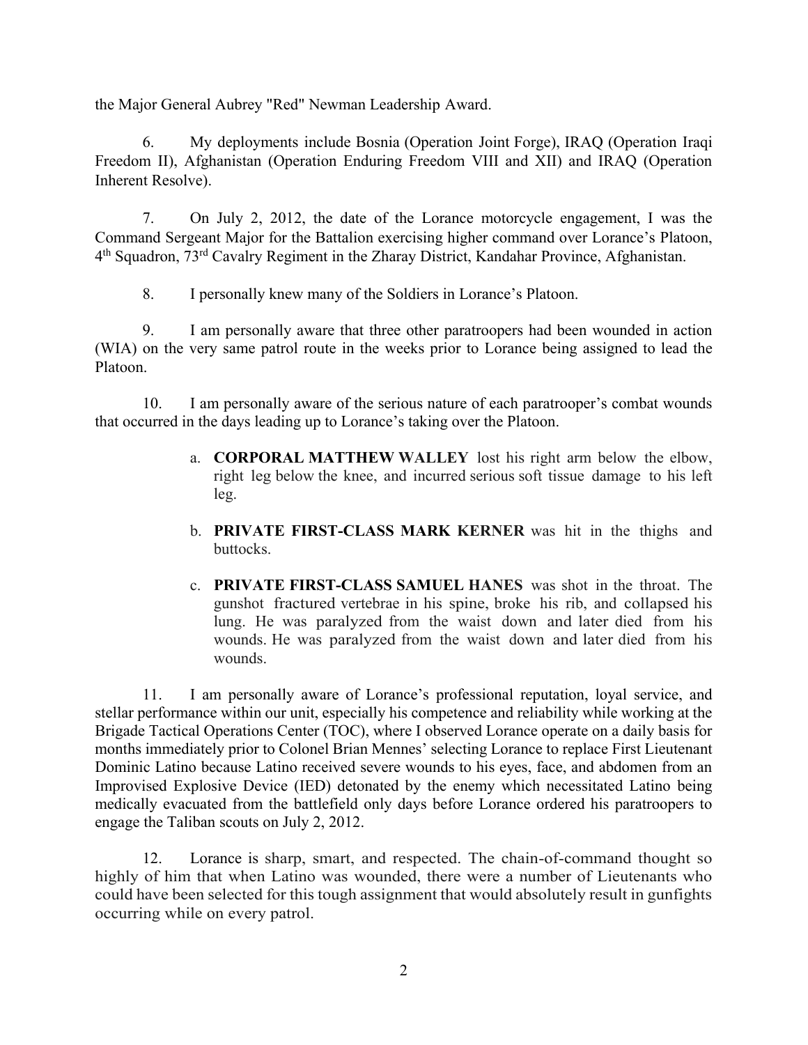the Major General Aubrey "Red" Newman Leadership Award.

6. My deployments include Bosnia (Operation Joint Forge), IRAQ (Operation Iraqi Freedom II), Afghanistan (Operation Enduring Freedom VIII and XII) and IRAQ (Operation Inherent Resolve).

7. On July 2, 2012, the date of the Lorance motorcycle engagement, I was the Command Sergeant Major for the Battalion exercising higher command over Lorance's Platoon, 4th Squadron, 73rd Cavalry Regiment in the Zharay District, Kandahar Province, Afghanistan.

8. I personally knew many of the Soldiers in Lorance's Platoon.

9. I am personally aware that three other paratroopers had been wounded in action (WIA) on the very same patrol route in the weeks prior to Lorance being assigned to lead the Platoon.

10. I am personally aware of the serious nature of each paratrooper's combat wounds that occurred in the days leading up to Lorance's taking over the Platoon.

a. **CORPORAL MATTHEW WALLEY** lost his right arm below the elbow, right leg below the knee, and incurred serious soft tissue damage to his left leg.

b. **PRIVATE FIRST-CLASS MARK KERNER** was hit in the thighs and buttocks.

c. **PRIVATE FIRST-CLASS SAMUEL HANES** was shot in the throat. The gunshot fractured vertebrae in his spine, broke his rib, and collapsed his lung. He was paralyzed from the waist down and later died from his wounds. He was paralyzed from the waist down and later died from his wounds.

11. I am personally aware of Lorance's professional reputation, loyal service, and stellar performance within our unit, especially his competence and reliability while working at the Brigade Tactical Operations Center (TOC), where I observed Lorance operate on a daily basis for months immediately prior to Colonel Brian Mennes' selecting Lorance to replace First Lieutenant Dominic Latino because Latino received severe wounds to his eyes, face, and abdomen from an Improvised Explosive Device (IED) detonated by the enemy which necessitated Latino being medically evacuated from the battlefield only days before Lorance ordered his paratroopers to engage the Taliban scouts on July 2, 2012.

12. Lorance is sharp, smart, and respected. The chain-of-command thought so highly of him that when Latino was wounded, there were a number of Lieutenants who could have been selected for this tough assignment that would absolutely result in gunfights occurring while on every patrol.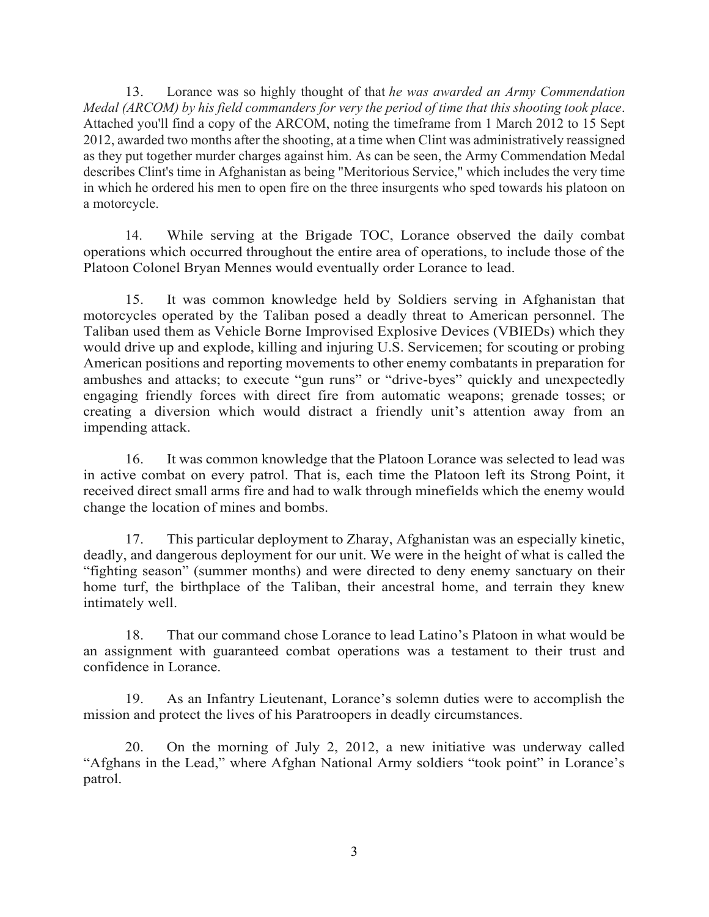13. Lorance was so highly thought of that *he was awarded an Army Commendation Medal (ARCOM) by his field commanders for very the period of time that this shooting took place*. Attached you'll find a copy of the ARCOM, noting the timeframe from 1 March 2012 to 15 Sept 2012, awarded two months after the shooting, at a time when Clint was administratively reassigned as they put together murder charges against him. As can be seen, the Army Commendation Medal describes Clint's time in Afghanistan as being "Meritorious Service," which includes the very time in which he ordered his men to open fire on the three insurgents who sped towards his platoon on a motorcycle.

14. While serving at the Brigade TOC, Lorance observed the daily combat operations which occurred throughout the entire area of operations, to include those of the Platoon Colonel Bryan Mennes would eventually order Lorance to lead.

15. It was common knowledge held by Soldiers serving in Afghanistan that motorcycles operated by the Taliban posed a deadly threat to American personnel. The Taliban used them as Vehicle Borne Improvised Explosive Devices (VBIEDs) which they would drive up and explode, killing and injuring U.S. Servicemen; for scouting or probing American positions and reporting movements to other enemy combatants in preparation for ambushes and attacks; to execute "gun runs" or "drive-byes" quickly and unexpectedly engaging friendly forces with direct fire from automatic weapons; grenade tosses; or creating a diversion which would distract a friendly unit's attention away from an impending attack.

16. It was common knowledge that the Platoon Lorance was selected to lead was in active combat on every patrol. That is, each time the Platoon left its Strong Point, it received direct small arms fire and had to walk through minefields which the enemy would change the location of mines and bombs.

17. This particular deployment to Zharay, Afghanistan was an especially kinetic, deadly, and dangerous deployment for our unit. We were in the height of what is called the "fighting season" (summer months) and were directed to deny enemy sanctuary on their home turf, the birthplace of the Taliban, their ancestral home, and terrain they knew intimately well.

18. That our command chose Lorance to lead Latino's Platoon in what would be an assignment with guaranteed combat operations was a testament to their trust and confidence in Lorance.

19. As an Infantry Lieutenant, Lorance's solemn duties were to accomplish the mission and protect the lives of his Paratroopers in deadly circumstances.

20. On the morning of July 2, 2012, a new initiative was underway called "Afghans in the Lead," where Afghan National Army soldiers "took point" in Lorance's patrol.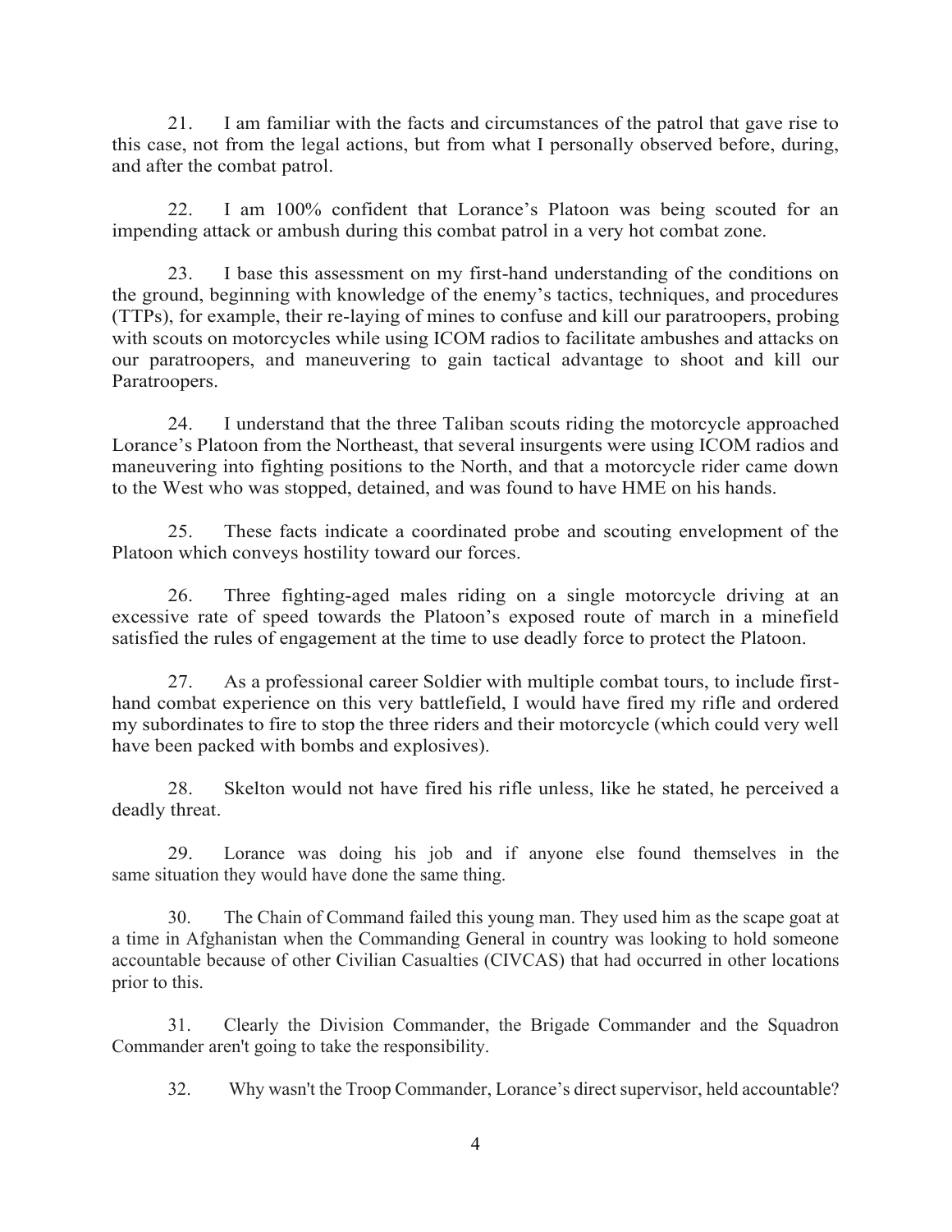21. I am familiar with the facts and circumstances of the patrol that gave rise to this case, not from the legal actions, but from what I personally observed before, during, and after the combat patrol.

22. I am 100% confident that Lorance's Platoon was being scouted for an impending attack or ambush during this combat patrol in a very hot combat zone.

23. I base this assessment on my first-hand understanding of the conditions on the ground, beginning with knowledge of the enemy's tactics, techniques, and procedures (TTPs), for example, their re-laying of mines to confuse and kill our paratroopers, probing with scouts on motorcycles while using ICOM radios to facilitate ambushes and attacks on our paratroopers, and maneuvering to gain tactical advantage to shoot and kill our Paratroopers.

24. I understand that the three Taliban scouts riding the motorcycle approached Lorance's Platoon from the Northeast, that several insurgents were using ICOM radios and maneuvering into fighting positions to the North, and that a motorcycle rider came down to the West who was stopped, detained, and was found to have HME on his hands.

25. These facts indicate a coordinated probe and scouting envelopment of the Platoon which conveys hostility toward our forces.

26. Three fighting-aged males riding on a single motorcycle driving at an excessive rate of speed towards the Platoon's exposed route of march in a minefield satisfied the rules of engagement at the time to use deadly force to protect the Platoon.

27. As a professional career Soldier with multiple combat tours, to include first-hand combat experience on this very battlefield, I would have fired my rifle and ordered my subordinates to fire to stop the three riders and their motorcycle (which could very well have been packed with bombs and explosives).

28. Skelton would not have fired his rifle unless, like he stated, he perceived a deadly threat.

29. Lorance was doing his job and if anyone else found themselves in the same situation they would have done the same thing.

30. The Chain of Command failed this young man. They used him as the scape goat at a time in Afghanistan when the Commanding General in country was looking to hold someone accountable because of other Civilian Casualties (CIVCAS) that had occurred in other locations prior to this.

31. Clearly the Division Commander, the Brigade Commander and the Squadron Commander aren't going to take the responsibility.

32. Why wasn't the Troop Commander, Lorance's direct supervisor, held accountable?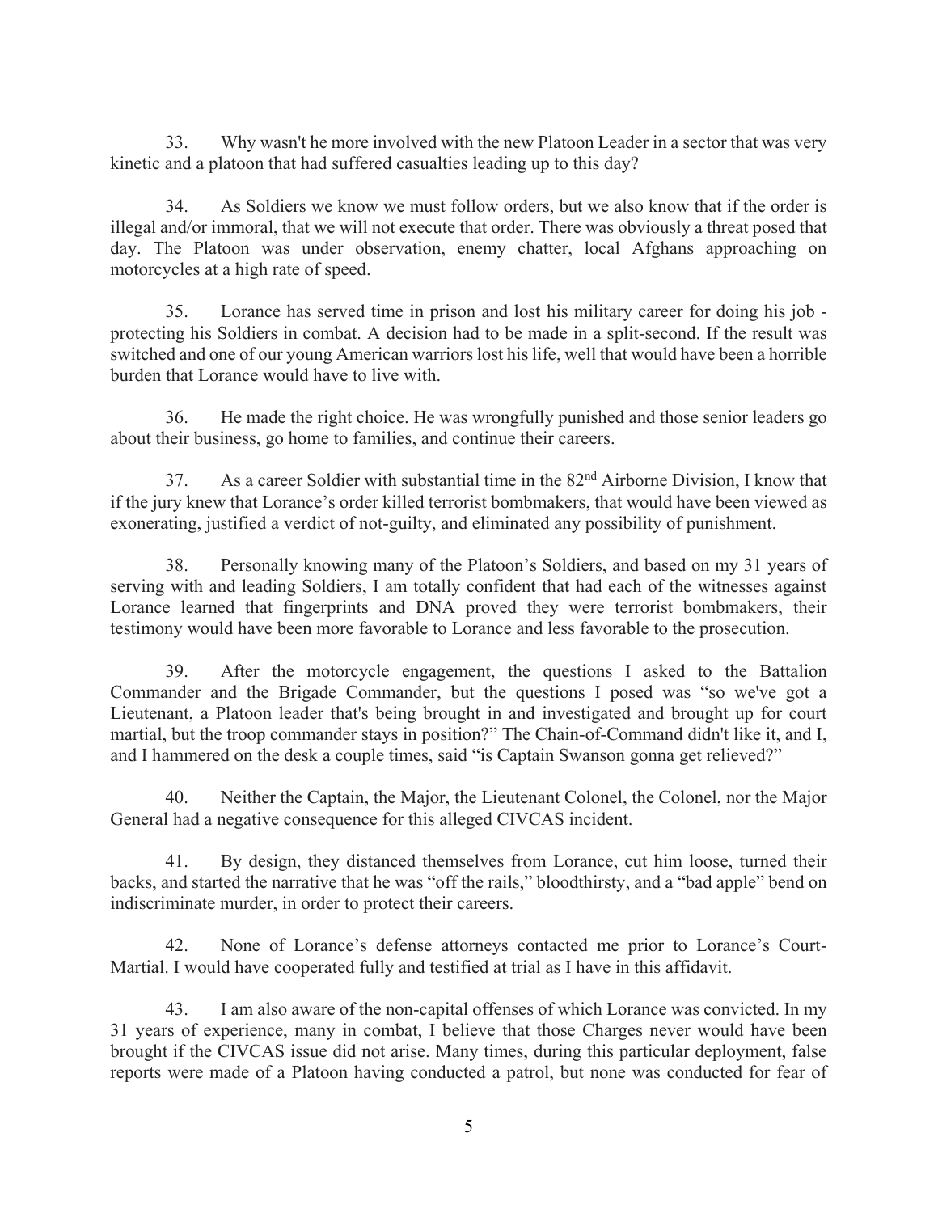33. Why wasn't he more involved with the new Platoon Leader in a sector that was very kinetic and a platoon that had suffered casualties leading up to this day?

34. As Soldiers we know we must follow orders, but we also know that if the order is illegal and/or immoral, that we will not execute that order. There was obviously a threat posed that day. The Platoon was under observation, enemy chatter, local Afghans approaching on motorcycles at a high rate of speed.

35. Lorance has served time in prison and lost his military career for doing his job - protecting his Soldiers in combat. A decision had to be made in a split-second. If the result was switched and one of our young American warriors lost his life, well that would have been a horrible burden that Lorance would have to live with.

36. He made the right choice. He was wrongfully punished and those senior leaders go about their business, go home to families, and continue their careers.

37. As a career Soldier with substantial time in the 82nd Airborne Division, I know that if the jury knew that Lorance's order killed terrorist bombmakers, that would have been viewed as exonerating, justified a verdict of not-guilty, and eliminated any possibility of punishment.

38. Personally knowing many of the Platoon's Soldiers, and based on my 31 years of serving with and leading Soldiers, I am totally confident that had each of the witnesses against Lorance learned that fingerprints and DNA proved they were terrorist bombmakers, their testimony would have been more favorable to Lorance and less favorable to the prosecution.

39. After the motorcycle engagement, the questions I asked to the Battalion Commander and the Brigade Commander, but the questions I posed was "so we've got a Lieutenant, a Platoon leader that's being brought in and investigated and brought up for court martial, but the troop commander stays in position?" The Chain-of-Command didn't like it, and I, and I hammered on the desk a couple times, said "is Captain Swanson gonna get relieved?"

40. Neither the Captain, the Major, the Lieutenant Colonel, the Colonel, nor the Major General had a negative consequence for this alleged CIVCAS incident.

41. By design, they distanced themselves from Lorance, cut him loose, turned their backs, and started the narrative that he was "off the rails," bloodthirsty, and a "bad apple" bend on indiscriminate murder, in order to protect their careers.

42. None of Lorance's defense attorneys contacted me prior to Lorance's Court-Martial. I would have cooperated fully and testified at trial as I have in this affidavit.

43. I am also aware of the non-capital offenses of which Lorance was convicted. In my 31 years of experience, many in combat, I believe that those Charges never would have been brought if the CIVCAS issue did not arise. Many times, during this particular deployment, false reports were made of a Platoon having conducted a patrol, but none was conducted for fear of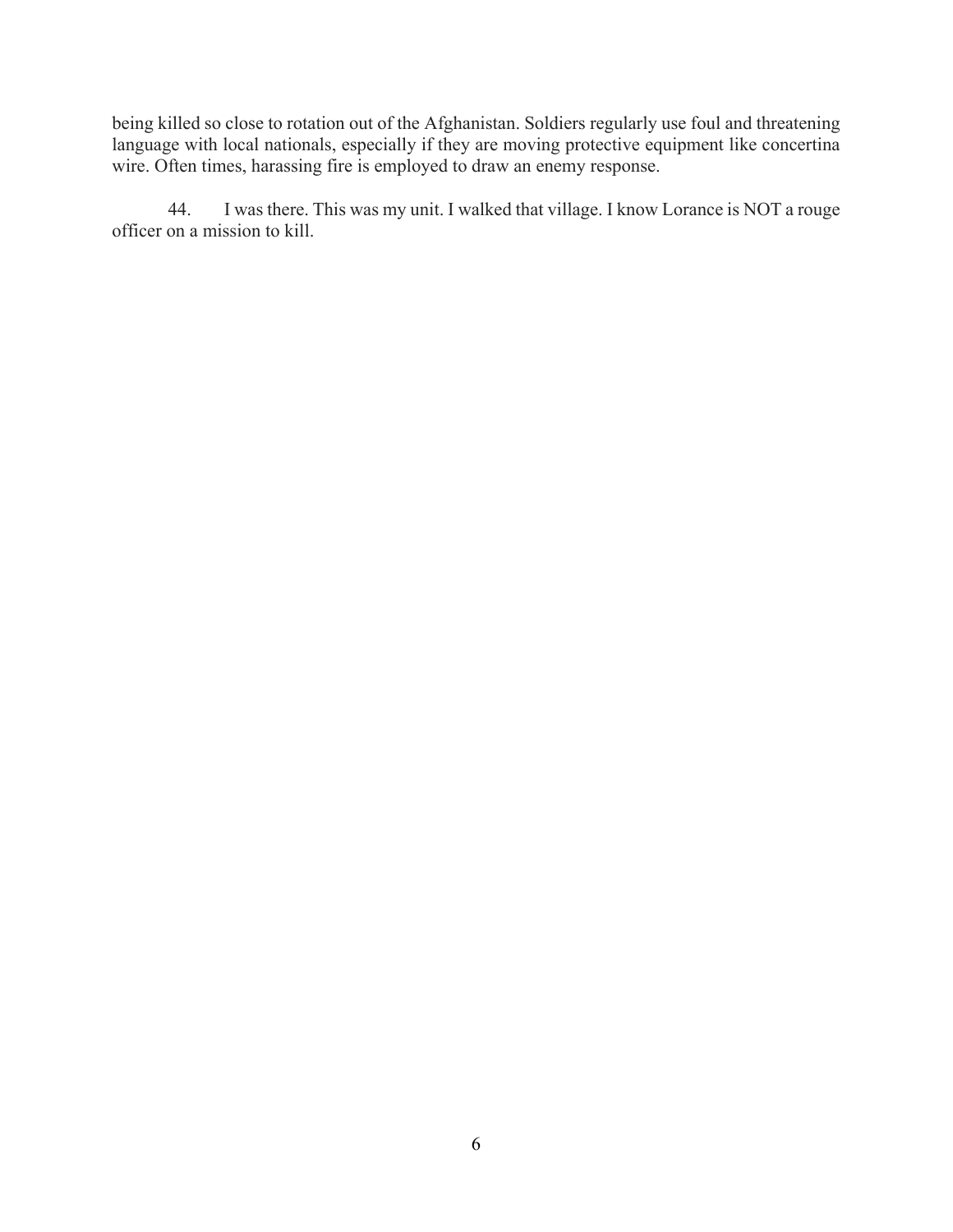being killed so close to rotation out of the Afghanistan. Soldiers regularly use foul and threatening language with local nationals, especially if they are moving protective equipment like concertina wire. Often times, harassing fire is employed to draw an enemy response.

44. I was there. This was my unit. I walked that village. I know Lorance is NOT a rouge officer on a mission to kill.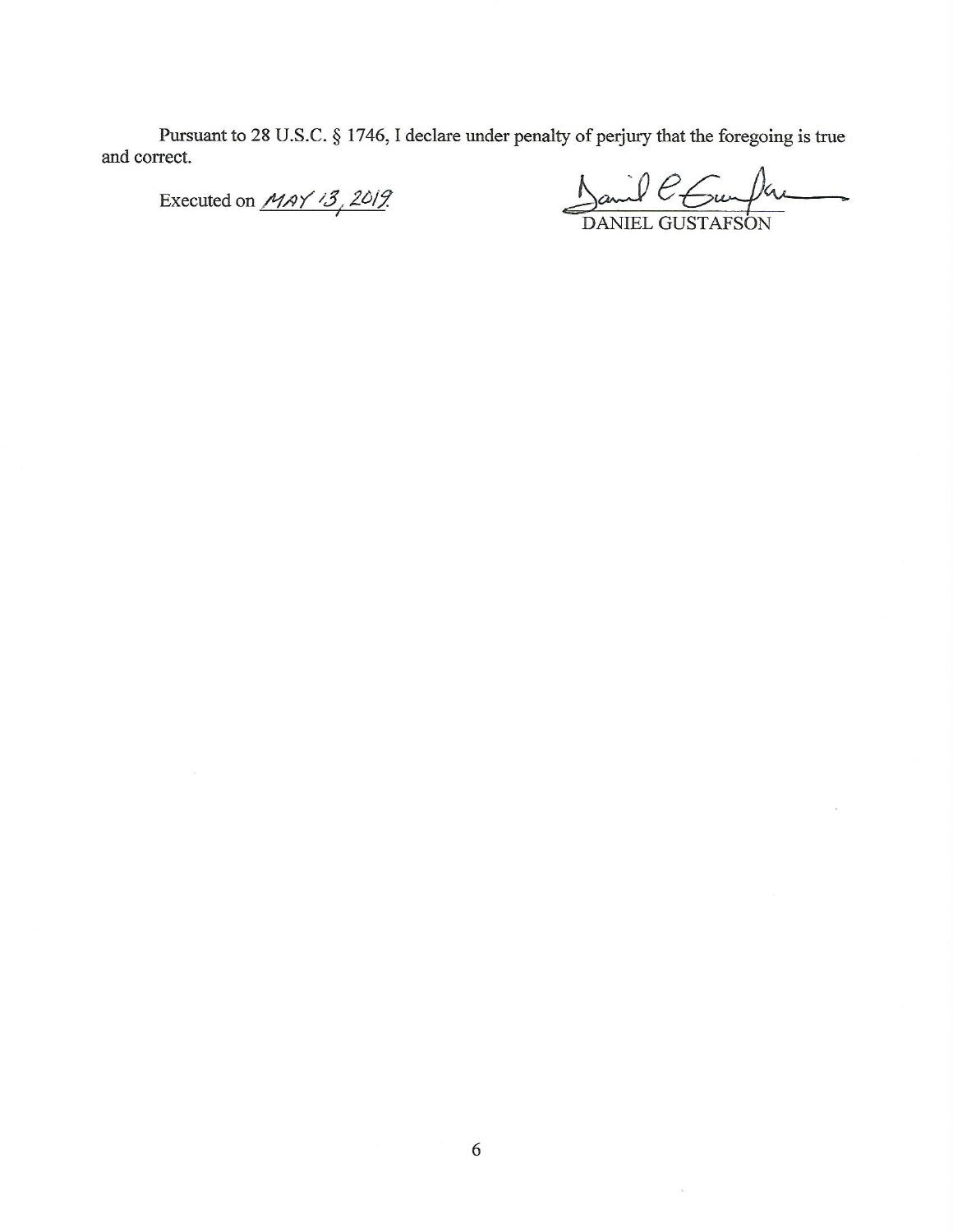Pursuant to 28 U.S.C. § 1746, I declare under penalty of perjury that the foregoing is true and correct.

Executed on MAY 13, 2019

DANIEL GUSTAFSON